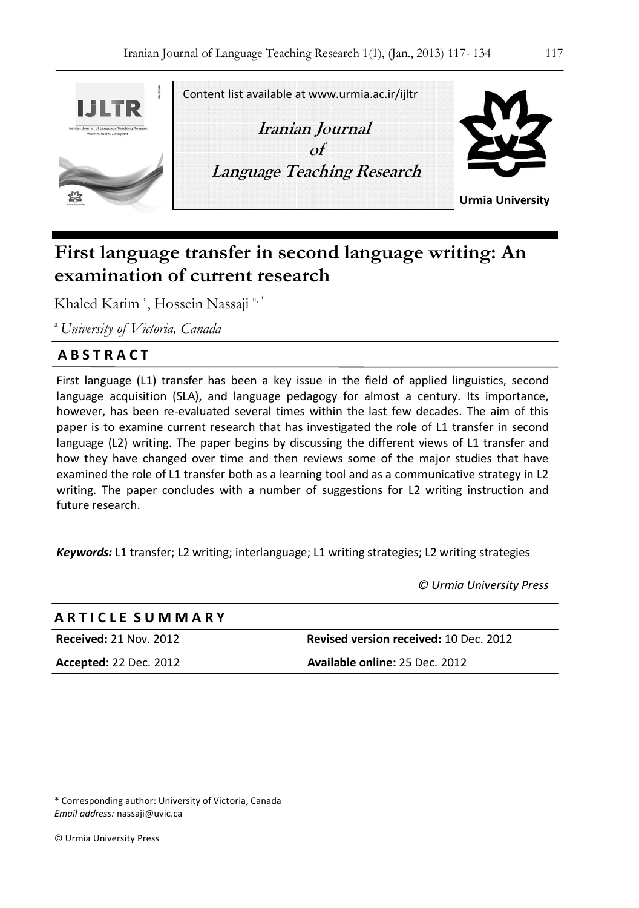Content list available at www.urmia.ac.ir/ijltr

**Iranian Journal of Language Teaching Research**

Urmia University

# First language transfer in second language writing: An examination of current research

Khaled Karim [a], Hossein Nassaji [a, *]

[a] *University of Victoria, Canada*

## ABSTRACT

First language (L1) transfer has been a key issue in the field of applied linguistics, second language acquisition (SLA), and language pedagogy for almost a century. Its importance, however, has been re-evaluated several times within the last few decades. The aim of this paper is to examine current research that has investigated the role of L1 transfer in second language (L2) writing. The paper begins by discussing the different views of L1 transfer and how they have changed over time and then reviews some of the major studies that have examined the role of L1 transfer both as a learning tool and as a communicative strategy in L2 writing. The paper concludes with a number of suggestions for L2 writing instruction and future research.

***Keywords:*** L1 transfer; L2 writing; interlanguage; L1 writing strategies; L2 writing strategies

*© Urmia University Press*

## ARTICLE SUMMARY

| | |
|---|---|
| **Received:** 21 Nov. 2012 | **Revised version received:** 10 Dec. 2012 |
| **Accepted:** 22 Dec. 2012 | **Available online:** 25 Dec. 2012 |

\* Corresponding author: University of Victoria, Canada
*Email address:* nassaji@uvic.ca

© Urmia University Press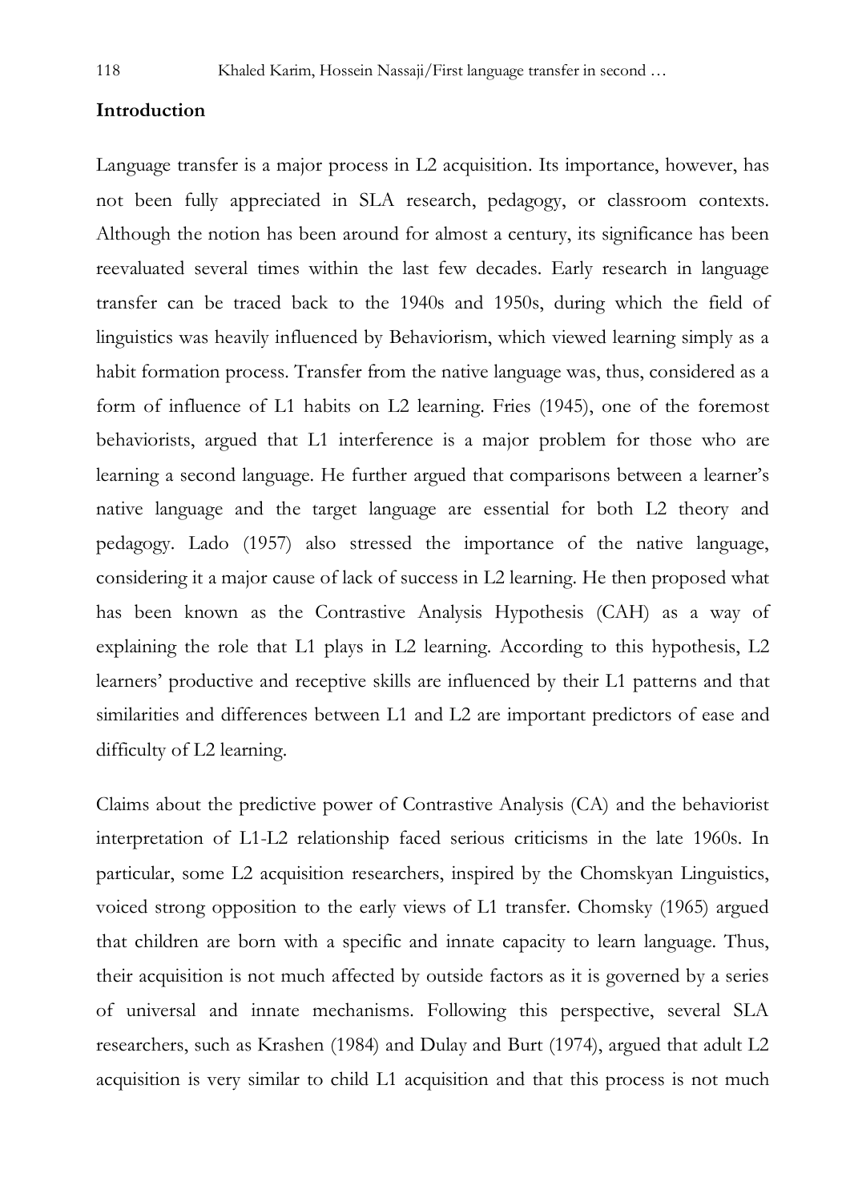## Introduction

Language transfer is a major process in L2 acquisition. Its importance, however, has not been fully appreciated in SLA research, pedagogy, or classroom contexts. Although the notion has been around for almost a century, its significance has been reevaluated several times within the last few decades. Early research in language transfer can be traced back to the 1940s and 1950s, during which the field of linguistics was heavily influenced by Behaviorism, which viewed learning simply as a habit formation process. Transfer from the native language was, thus, considered as a form of influence of L1 habits on L2 learning. Fries (1945), one of the foremost behaviorists, argued that L1 interference is a major problem for those who are learning a second language. He further argued that comparisons between a learner's native language and the target language are essential for both L2 theory and pedagogy. Lado (1957) also stressed the importance of the native language, considering it a major cause of lack of success in L2 learning. He then proposed what has been known as the Contrastive Analysis Hypothesis (CAH) as a way of explaining the role that L1 plays in L2 learning. According to this hypothesis, L2 learners' productive and receptive skills are influenced by their L1 patterns and that similarities and differences between L1 and L2 are important predictors of ease and difficulty of L2 learning.

Claims about the predictive power of Contrastive Analysis (CA) and the behaviorist interpretation of L1-L2 relationship faced serious criticisms in the late 1960s. In particular, some L2 acquisition researchers, inspired by the Chomskyan Linguistics, voiced strong opposition to the early views of L1 transfer. Chomsky (1965) argued that children are born with a specific and innate capacity to learn language. Thus, their acquisition is not much affected by outside factors as it is governed by a series of universal and innate mechanisms. Following this perspective, several SLA researchers, such as Krashen (1984) and Dulay and Burt (1974), argued that adult L2 acquisition is very similar to child L1 acquisition and that this process is not much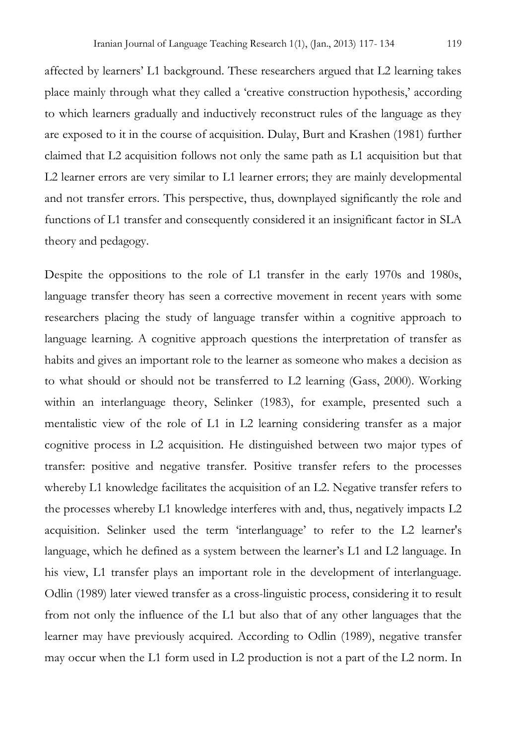affected by learners' L1 background. These researchers argued that L2 learning takes place mainly through what they called a 'creative construction hypothesis,' according to which learners gradually and inductively reconstruct rules of the language as they are exposed to it in the course of acquisition. Dulay, Burt and Krashen (1981) further claimed that L2 acquisition follows not only the same path as L1 acquisition but that L2 learner errors are very similar to L1 learner errors; they are mainly developmental and not transfer errors. This perspective, thus, downplayed significantly the role and functions of L1 transfer and consequently considered it an insignificant factor in SLA theory and pedagogy.

Despite the oppositions to the role of L1 transfer in the early 1970s and 1980s, language transfer theory has seen a corrective movement in recent years with some researchers placing the study of language transfer within a cognitive approach to language learning. A cognitive approach questions the interpretation of transfer as habits and gives an important role to the learner as someone who makes a decision as to what should or should not be transferred to L2 learning (Gass, 2000). Working within an interlanguage theory, Selinker (1983), for example, presented such a mentalistic view of the role of L1 in L2 learning considering transfer as a major cognitive process in L2 acquisition. He distinguished between two major types of transfer: positive and negative transfer. Positive transfer refers to the processes whereby L1 knowledge facilitates the acquisition of an L2. Negative transfer refers to the processes whereby L1 knowledge interferes with and, thus, negatively impacts L2 acquisition. Selinker used the term 'interlanguage' to refer to the L2 learner's language, which he defined as a system between the learner's L1 and L2 language. In his view, L1 transfer plays an important role in the development of interlanguage. Odlin (1989) later viewed transfer as a cross-linguistic process, considering it to result from not only the influence of the L1 but also that of any other languages that the learner may have previously acquired. According to Odlin (1989), negative transfer may occur when the L1 form used in L2 production is not a part of the L2 norm. In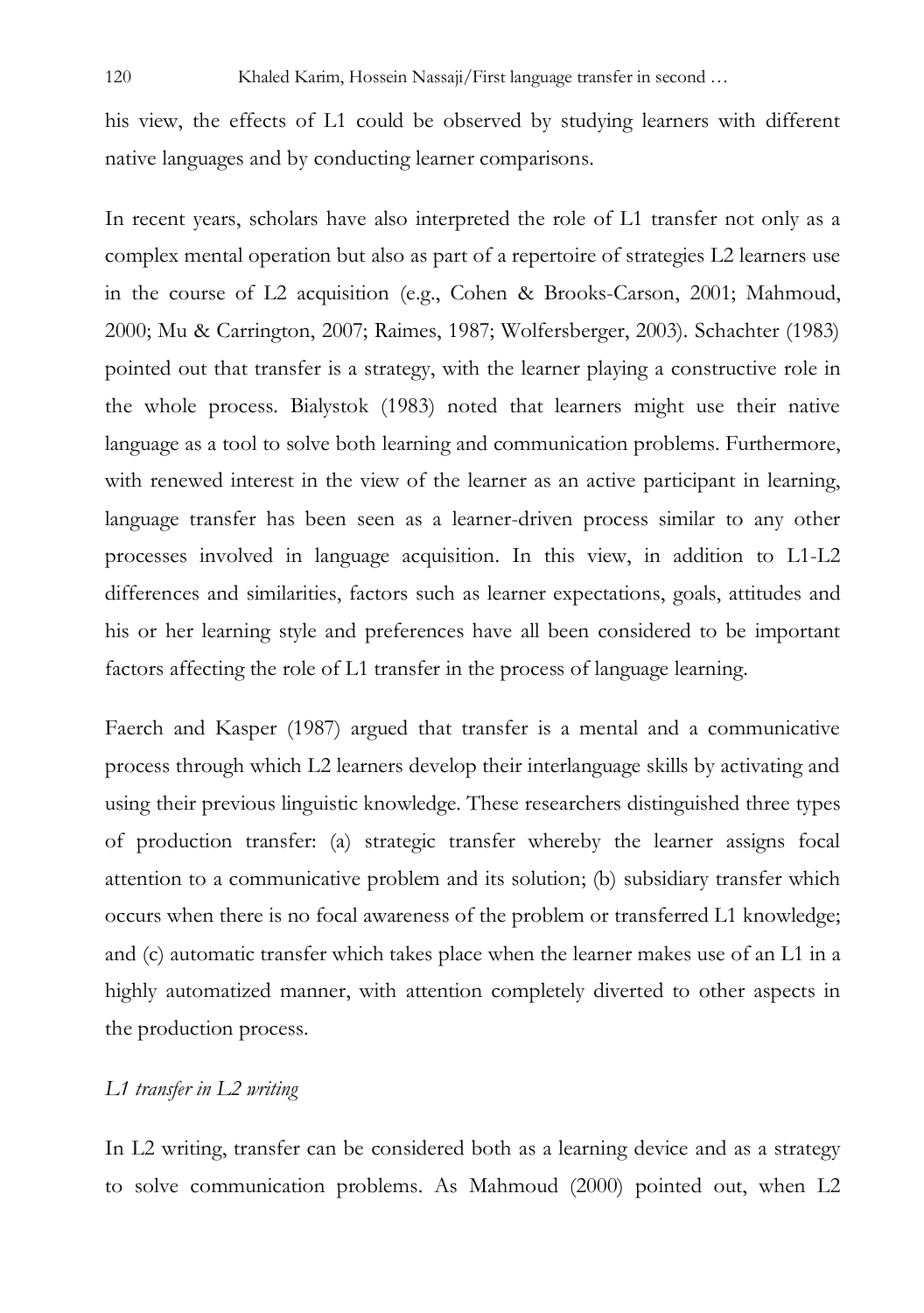his view, the effects of L1 could be observed by studying learners with different native languages and by conducting learner comparisons.

In recent years, scholars have also interpreted the role of L1 transfer not only as a complex mental operation but also as part of a repertoire of strategies L2 learners use in the course of L2 acquisition (e.g., Cohen & Brooks-Carson, 2001; Mahmoud, 2000; Mu & Carrington, 2007; Raimes, 1987; Wolfersberger, 2003). Schachter (1983) pointed out that transfer is a strategy, with the learner playing a constructive role in the whole process. Bialystok (1983) noted that learners might use their native language as a tool to solve both learning and communication problems. Furthermore, with renewed interest in the view of the learner as an active participant in learning, language transfer has been seen as a learner-driven process similar to any other processes involved in language acquisition. In this view, in addition to L1-L2 differences and similarities, factors such as learner expectations, goals, attitudes and his or her learning style and preferences have all been considered to be important factors affecting the role of L1 transfer in the process of language learning.

Faerch and Kasper (1987) argued that transfer is a mental and a communicative process through which L2 learners develop their interlanguage skills by activating and using their previous linguistic knowledge. These researchers distinguished three types of production transfer: (a) strategic transfer whereby the learner assigns focal attention to a communicative problem and its solution; (b) subsidiary transfer which occurs when there is no focal awareness of the problem or transferred L1 knowledge; and (c) automatic transfer which takes place when the learner makes use of an L1 in a highly automatized manner, with attention completely diverted to other aspects in the production process.

*L1 transfer in L2 writing*

In L2 writing, transfer can be considered both as a learning device and as a strategy to solve communication problems. As Mahmoud (2000) pointed out, when L2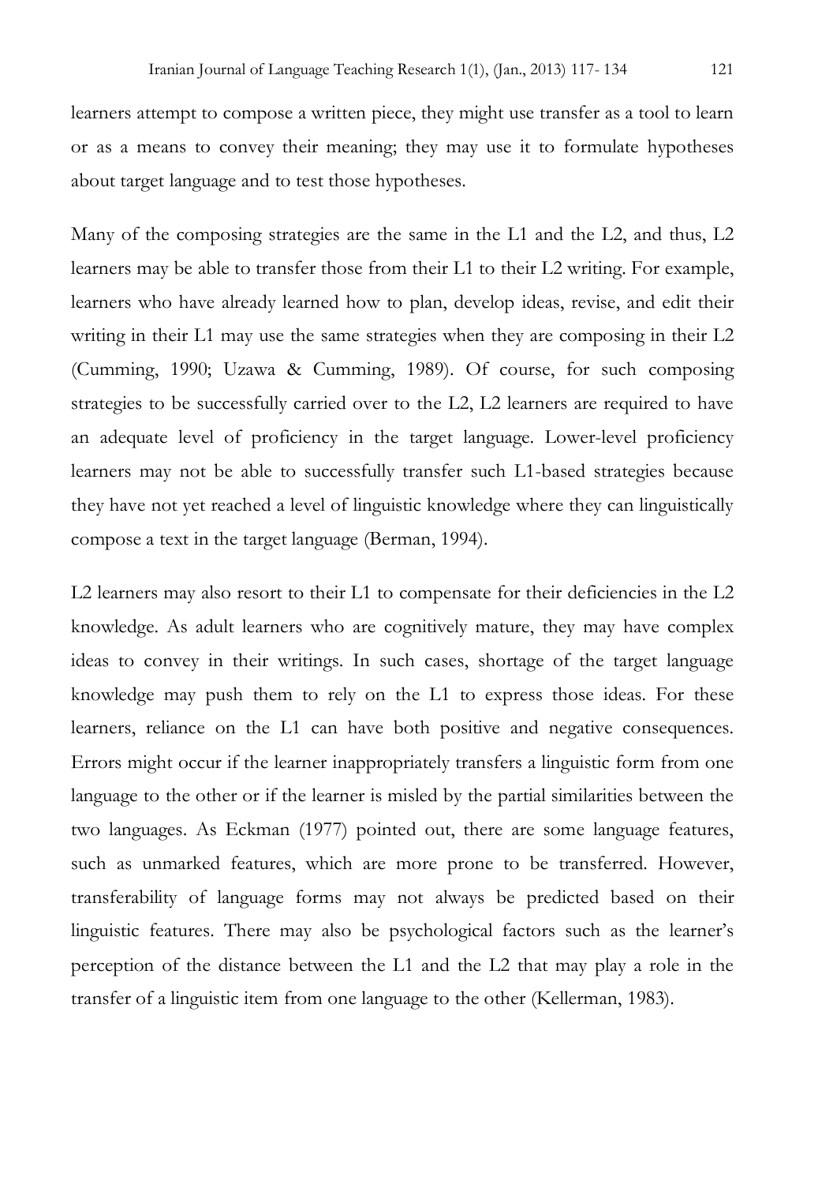learners attempt to compose a written piece, they might use transfer as a tool to learn or as a means to convey their meaning; they may use it to formulate hypotheses about target language and to test those hypotheses.

Many of the composing strategies are the same in the L1 and the L2, and thus, L2 learners may be able to transfer those from their L1 to their L2 writing. For example, learners who have already learned how to plan, develop ideas, revise, and edit their writing in their L1 may use the same strategies when they are composing in their L2 (Cumming, 1990; Uzawa & Cumming, 1989). Of course, for such composing strategies to be successfully carried over to the L2, L2 learners are required to have an adequate level of proficiency in the target language. Lower-level proficiency learners may not be able to successfully transfer such L1-based strategies because they have not yet reached a level of linguistic knowledge where they can linguistically compose a text in the target language (Berman, 1994).

L2 learners may also resort to their L1 to compensate for their deficiencies in the L2 knowledge. As adult learners who are cognitively mature, they may have complex ideas to convey in their writings. In such cases, shortage of the target language knowledge may push them to rely on the L1 to express those ideas. For these learners, reliance on the L1 can have both positive and negative consequences. Errors might occur if the learner inappropriately transfers a linguistic form from one language to the other or if the learner is misled by the partial similarities between the two languages. As Eckman (1977) pointed out, there are some language features, such as unmarked features, which are more prone to be transferred. However, transferability of language forms may not always be predicted based on their linguistic features. There may also be psychological factors such as the learner's perception of the distance between the L1 and the L2 that may play a role in the transfer of a linguistic item from one language to the other (Kellerman, 1983).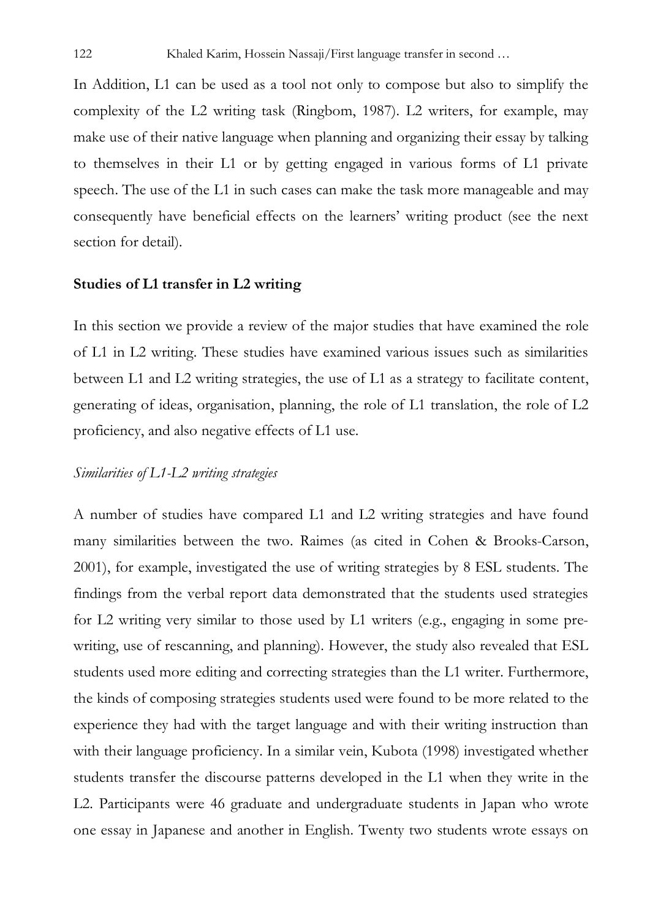In Addition, L1 can be used as a tool not only to compose but also to simplify the complexity of the L2 writing task (Ringbom, 1987). L2 writers, for example, may make use of their native language when planning and organizing their essay by talking to themselves in their L1 or by getting engaged in various forms of L1 private speech. The use of the L1 in such cases can make the task more manageable and may consequently have beneficial effects on the learners' writing product (see the next section for detail).

## Studies of L1 transfer in L2 writing

In this section we provide a review of the major studies that have examined the role of L1 in L2 writing. These studies have examined various issues such as similarities between L1 and L2 writing strategies, the use of L1 as a strategy to facilitate content, generating of ideas, organisation, planning, the role of L1 translation, the role of L2 proficiency, and also negative effects of L1 use.

### *Similarities of L1-L2 writing strategies*

A number of studies have compared L1 and L2 writing strategies and have found many similarities between the two. Raimes (as cited in Cohen & Brooks-Carson, 2001), for example, investigated the use of writing strategies by 8 ESL students. The findings from the verbal report data demonstrated that the students used strategies for L2 writing very similar to those used by L1 writers (e.g., engaging in some pre-writing, use of rescanning, and planning). However, the study also revealed that ESL students used more editing and correcting strategies than the L1 writer. Furthermore, the kinds of composing strategies students used were found to be more related to the experience they had with the target language and with their writing instruction than with their language proficiency. In a similar vein, Kubota (1998) investigated whether students transfer the discourse patterns developed in the L1 when they write in the L2. Participants were 46 graduate and undergraduate students in Japan who wrote one essay in Japanese and another in English. Twenty two students wrote essays on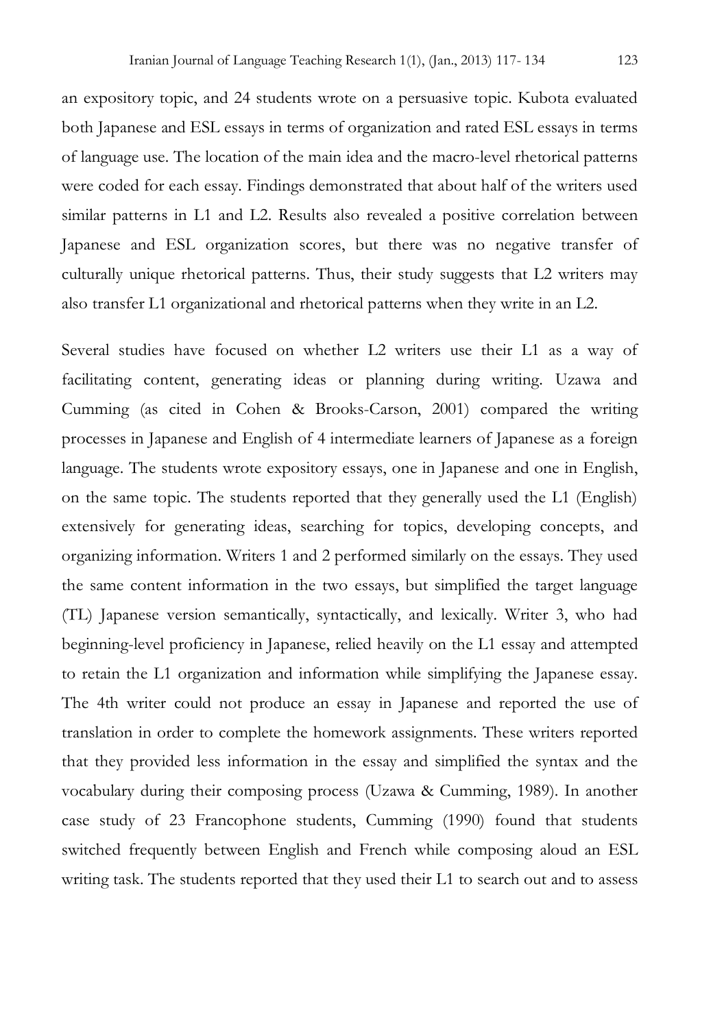an expository topic, and 24 students wrote on a persuasive topic. Kubota evaluated both Japanese and ESL essays in terms of organization and rated ESL essays in terms of language use. The location of the main idea and the macro-level rhetorical patterns were coded for each essay. Findings demonstrated that about half of the writers used similar patterns in L1 and L2. Results also revealed a positive correlation between Japanese and ESL organization scores, but there was no negative transfer of culturally unique rhetorical patterns. Thus, their study suggests that L2 writers may also transfer L1 organizational and rhetorical patterns when they write in an L2.

Several studies have focused on whether L2 writers use their L1 as a way of facilitating content, generating ideas or planning during writing. Uzawa and Cumming (as cited in Cohen & Brooks-Carson, 2001) compared the writing processes in Japanese and English of 4 intermediate learners of Japanese as a foreign language. The students wrote expository essays, one in Japanese and one in English, on the same topic. The students reported that they generally used the L1 (English) extensively for generating ideas, searching for topics, developing concepts, and organizing information. Writers 1 and 2 performed similarly on the essays. They used the same content information in the two essays, but simplified the target language (TL) Japanese version semantically, syntactically, and lexically. Writer 3, who had beginning-level proficiency in Japanese, relied heavily on the L1 essay and attempted to retain the L1 organization and information while simplifying the Japanese essay. The 4th writer could not produce an essay in Japanese and reported the use of translation in order to complete the homework assignments. These writers reported that they provided less information in the essay and simplified the syntax and the vocabulary during their composing process (Uzawa & Cumming, 1989). In another case study of 23 Francophone students, Cumming (1990) found that students switched frequently between English and French while composing aloud an ESL writing task. The students reported that they used their L1 to search out and to assess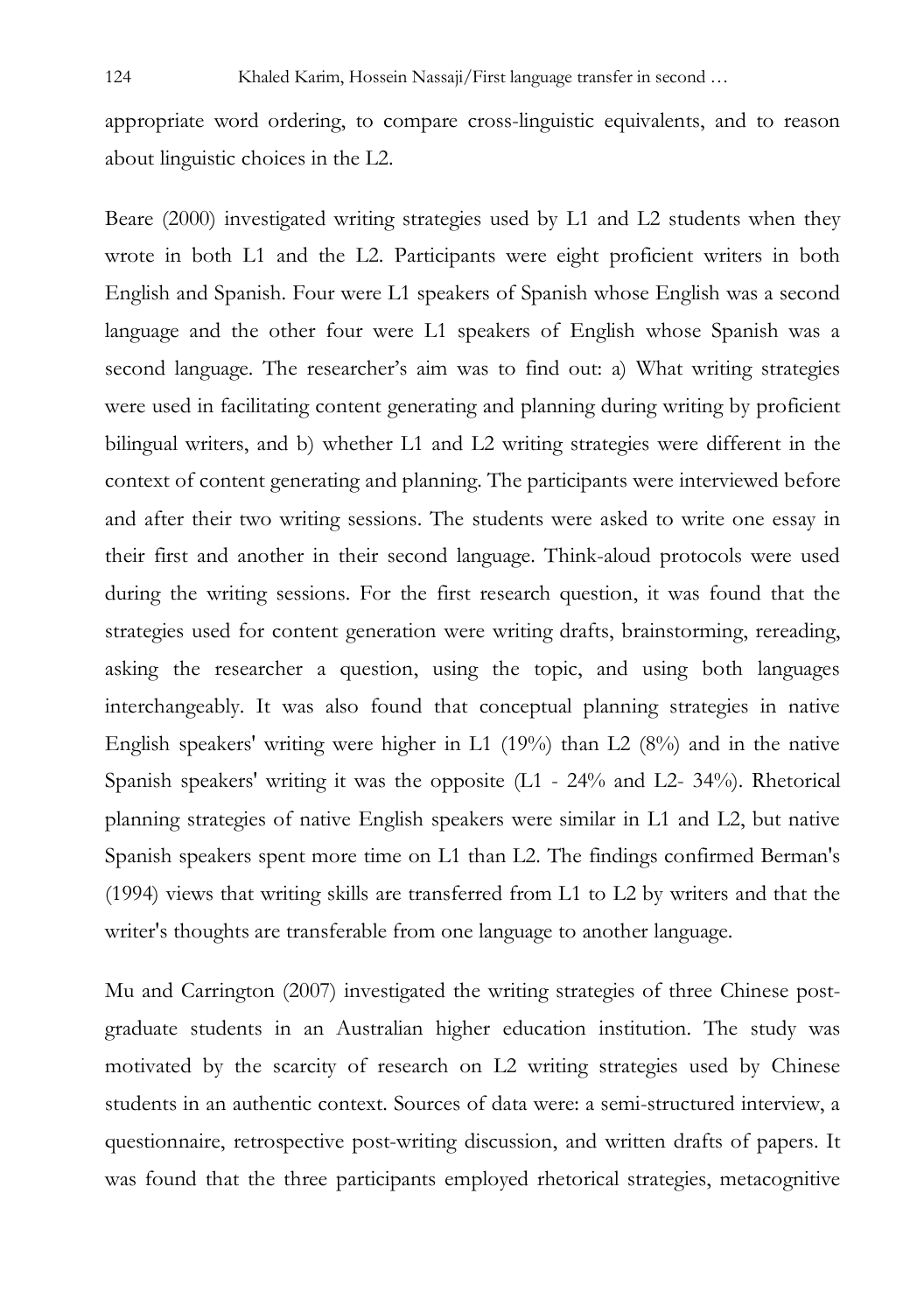appropriate word ordering, to compare cross-linguistic equivalents, and to reason about linguistic choices in the L2.

Beare (2000) investigated writing strategies used by L1 and L2 students when they wrote in both L1 and the L2. Participants were eight proficient writers in both English and Spanish. Four were L1 speakers of Spanish whose English was a second language and the other four were L1 speakers of English whose Spanish was a second language. The researcher's aim was to find out: a) What writing strategies were used in facilitating content generating and planning during writing by proficient bilingual writers, and b) whether L1 and L2 writing strategies were different in the context of content generating and planning. The participants were interviewed before and after their two writing sessions. The students were asked to write one essay in their first and another in their second language. Think-aloud protocols were used during the writing sessions. For the first research question, it was found that the strategies used for content generation were writing drafts, brainstorming, rereading, asking the researcher a question, using the topic, and using both languages interchangeably. It was also found that conceptual planning strategies in native English speakers' writing were higher in L1 (19%) than L2 (8%) and in the native Spanish speakers' writing it was the opposite (L1 - 24% and L2- 34%). Rhetorical planning strategies of native English speakers were similar in L1 and L2, but native Spanish speakers spent more time on L1 than L2. The findings confirmed Berman's (1994) views that writing skills are transferred from L1 to L2 by writers and that the writer's thoughts are transferable from one language to another language.

Mu and Carrington (2007) investigated the writing strategies of three Chinese post-graduate students in an Australian higher education institution. The study was motivated by the scarcity of research on L2 writing strategies used by Chinese students in an authentic context. Sources of data were: a semi-structured interview, a questionnaire, retrospective post-writing discussion, and written drafts of papers. It was found that the three participants employed rhetorical strategies, metacognitive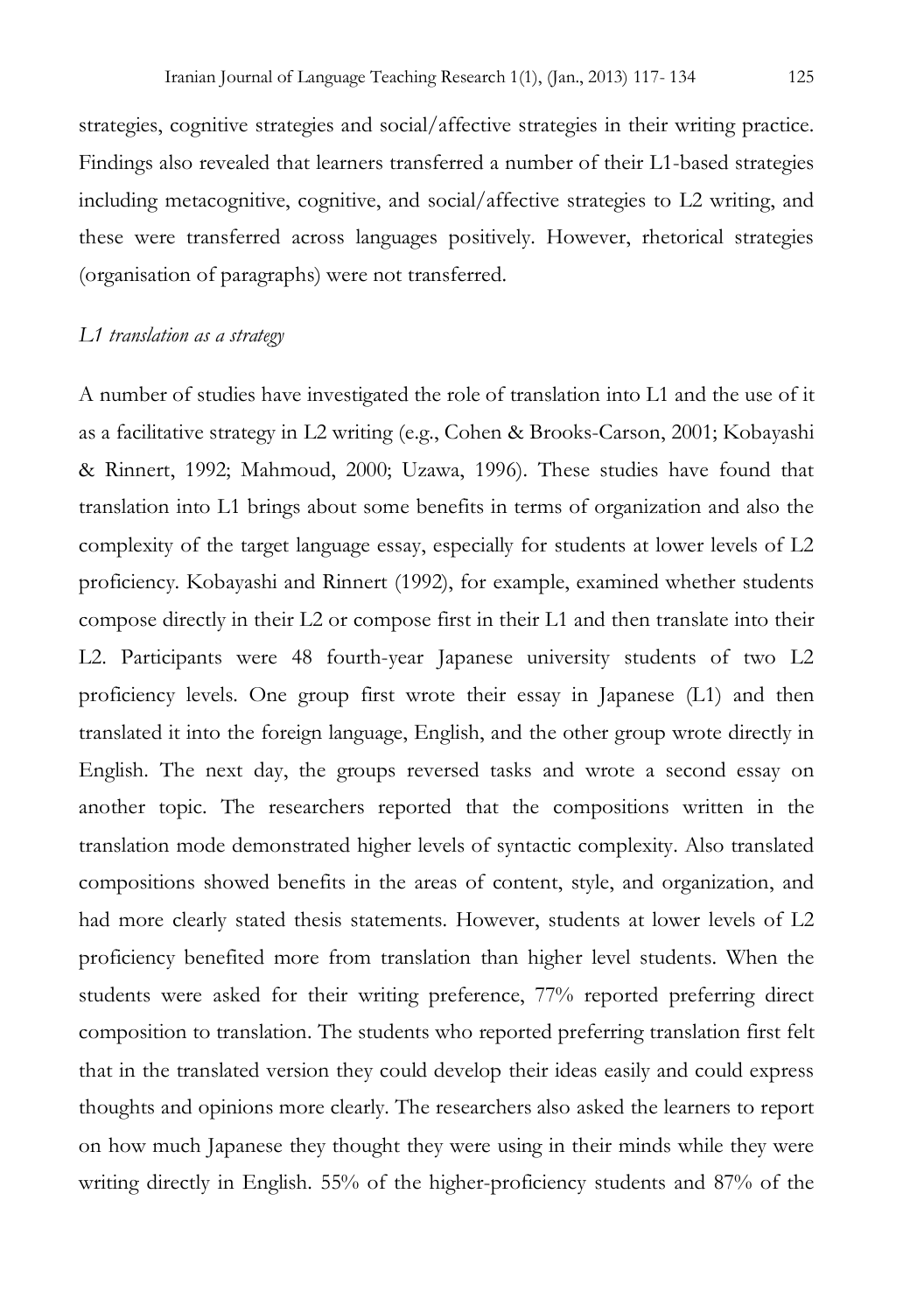strategies, cognitive strategies and social/affective strategies in their writing practice. Findings also revealed that learners transferred a number of their L1-based strategies including metacognitive, cognitive, and social/affective strategies to L2 writing, and these were transferred across languages positively. However, rhetorical strategies (organisation of paragraphs) were not transferred.

*L1 translation as a strategy*

A number of studies have investigated the role of translation into L1 and the use of it as a facilitative strategy in L2 writing (e.g., Cohen & Brooks-Carson, 2001; Kobayashi & Rinnert, 1992; Mahmoud, 2000; Uzawa, 1996). These studies have found that translation into L1 brings about some benefits in terms of organization and also the complexity of the target language essay, especially for students at lower levels of L2 proficiency. Kobayashi and Rinnert (1992), for example, examined whether students compose directly in their L2 or compose first in their L1 and then translate into their L2. Participants were 48 fourth-year Japanese university students of two L2 proficiency levels. One group first wrote their essay in Japanese (L1) and then translated it into the foreign language, English, and the other group wrote directly in English. The next day, the groups reversed tasks and wrote a second essay on another topic. The researchers reported that the compositions written in the translation mode demonstrated higher levels of syntactic complexity. Also translated compositions showed benefits in the areas of content, style, and organization, and had more clearly stated thesis statements. However, students at lower levels of L2 proficiency benefited more from translation than higher level students. When the students were asked for their writing preference, 77% reported preferring direct composition to translation. The students who reported preferring translation first felt that in the translated version they could develop their ideas easily and could express thoughts and opinions more clearly. The researchers also asked the learners to report on how much Japanese they thought they were using in their minds while they were writing directly in English. 55% of the higher-proficiency students and 87% of the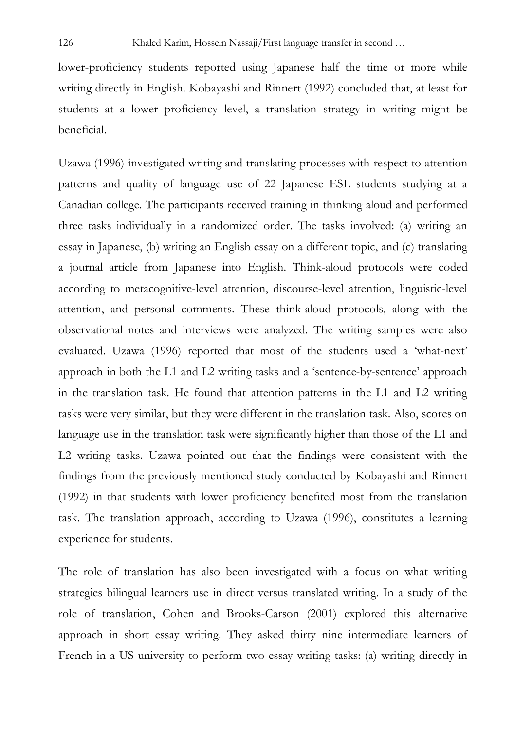lower-proficiency students reported using Japanese half the time or more while writing directly in English. Kobayashi and Rinnert (1992) concluded that, at least for students at a lower proficiency level, a translation strategy in writing might be beneficial.

Uzawa (1996) investigated writing and translating processes with respect to attention patterns and quality of language use of 22 Japanese ESL students studying at a Canadian college. The participants received training in thinking aloud and performed three tasks individually in a randomized order. The tasks involved: (a) writing an essay in Japanese, (b) writing an English essay on a different topic, and (c) translating a journal article from Japanese into English. Think-aloud protocols were coded according to metacognitive-level attention, discourse-level attention, linguistic-level attention, and personal comments. These think-aloud protocols, along with the observational notes and interviews were analyzed. The writing samples were also evaluated. Uzawa (1996) reported that most of the students used a 'what-next' approach in both the L1 and L2 writing tasks and a 'sentence-by-sentence' approach in the translation task. He found that attention patterns in the L1 and L2 writing tasks were very similar, but they were different in the translation task. Also, scores on language use in the translation task were significantly higher than those of the L1 and L2 writing tasks. Uzawa pointed out that the findings were consistent with the findings from the previously mentioned study conducted by Kobayashi and Rinnert (1992) in that students with lower proficiency benefited most from the translation task. The translation approach, according to Uzawa (1996), constitutes a learning experience for students.

The role of translation has also been investigated with a focus on what writing strategies bilingual learners use in direct versus translated writing. In a study of the role of translation, Cohen and Brooks-Carson (2001) explored this alternative approach in short essay writing. They asked thirty nine intermediate learners of French in a US university to perform two essay writing tasks: (a) writing directly in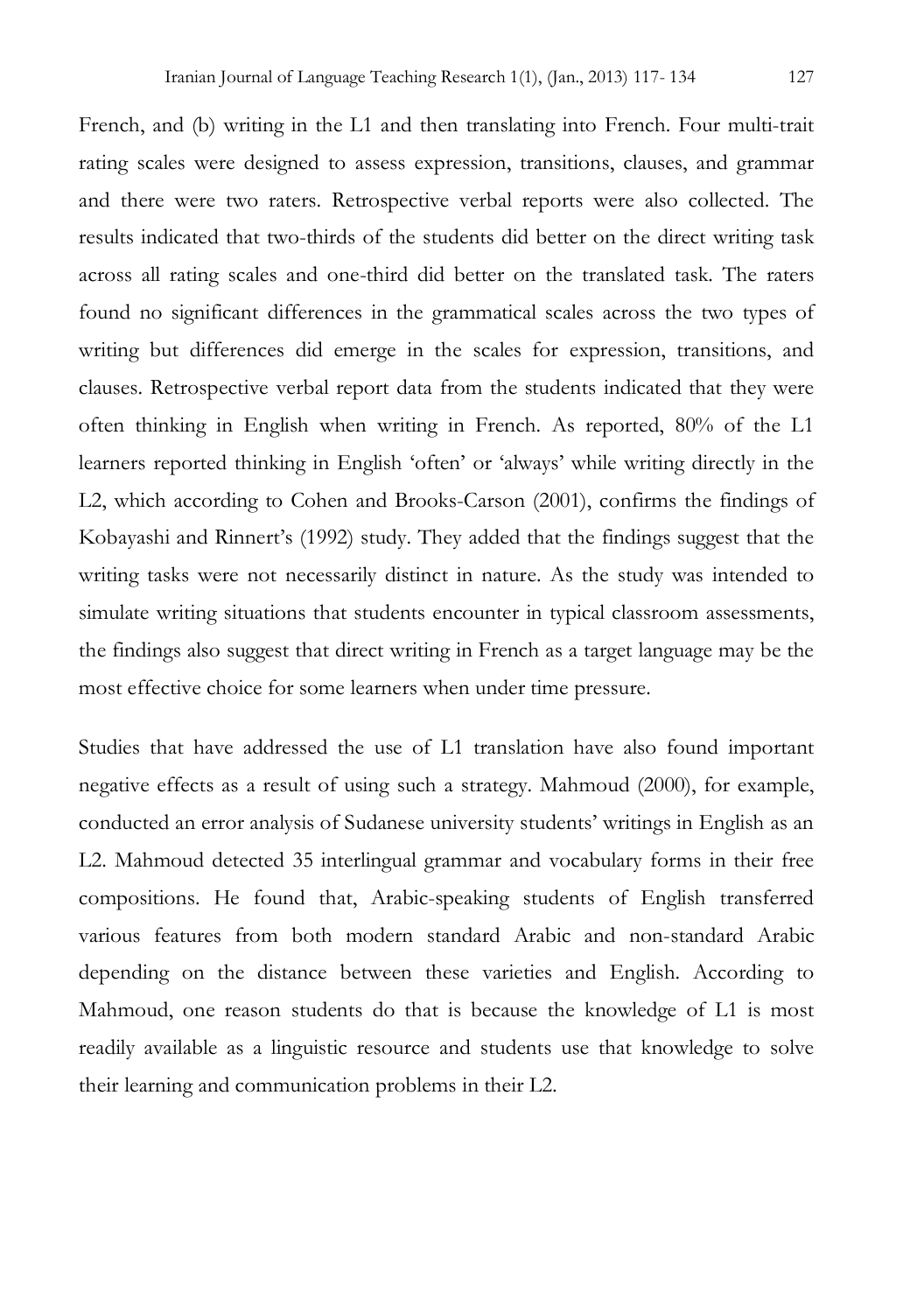French, and (b) writing in the L1 and then translating into French. Four multi-trait rating scales were designed to assess expression, transitions, clauses, and grammar and there were two raters. Retrospective verbal reports were also collected. The results indicated that two-thirds of the students did better on the direct writing task across all rating scales and one-third did better on the translated task. The raters found no significant differences in the grammatical scales across the two types of writing but differences did emerge in the scales for expression, transitions, and clauses. Retrospective verbal report data from the students indicated that they were often thinking in English when writing in French. As reported, 80% of the L1 learners reported thinking in English 'often' or 'always' while writing directly in the L2, which according to Cohen and Brooks-Carson (2001), confirms the findings of Kobayashi and Rinnert's (1992) study. They added that the findings suggest that the writing tasks were not necessarily distinct in nature. As the study was intended to simulate writing situations that students encounter in typical classroom assessments, the findings also suggest that direct writing in French as a target language may be the most effective choice for some learners when under time pressure.

Studies that have addressed the use of L1 translation have also found important negative effects as a result of using such a strategy. Mahmoud (2000), for example, conducted an error analysis of Sudanese university students' writings in English as an L2. Mahmoud detected 35 interlingual grammar and vocabulary forms in their free compositions. He found that, Arabic-speaking students of English transferred various features from both modern standard Arabic and non-standard Arabic depending on the distance between these varieties and English. According to Mahmoud, one reason students do that is because the knowledge of L1 is most readily available as a linguistic resource and students use that knowledge to solve their learning and communication problems in their L2.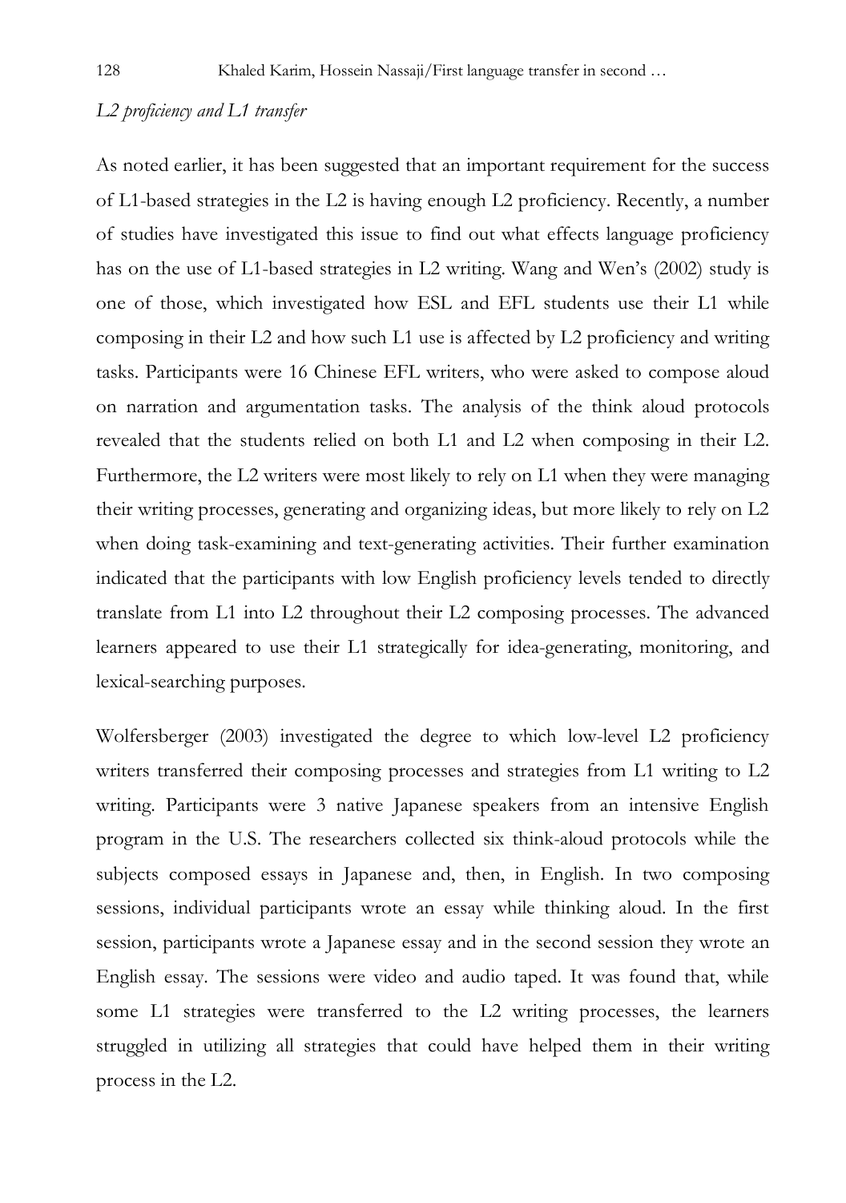### *L2 proficiency and L1 transfer*

As noted earlier, it has been suggested that an important requirement for the success of L1-based strategies in the L2 is having enough L2 proficiency. Recently, a number of studies have investigated this issue to find out what effects language proficiency has on the use of L1-based strategies in L2 writing. Wang and Wen's (2002) study is one of those, which investigated how ESL and EFL students use their L1 while composing in their L2 and how such L1 use is affected by L2 proficiency and writing tasks. Participants were 16 Chinese EFL writers, who were asked to compose aloud on narration and argumentation tasks. The analysis of the think aloud protocols revealed that the students relied on both L1 and L2 when composing in their L2. Furthermore, the L2 writers were most likely to rely on L1 when they were managing their writing processes, generating and organizing ideas, but more likely to rely on L2 when doing task-examining and text-generating activities. Their further examination indicated that the participants with low English proficiency levels tended to directly translate from L1 into L2 throughout their L2 composing processes. The advanced learners appeared to use their L1 strategically for idea-generating, monitoring, and lexical-searching purposes.

Wolfersberger (2003) investigated the degree to which low-level L2 proficiency writers transferred their composing processes and strategies from L1 writing to L2 writing. Participants were 3 native Japanese speakers from an intensive English program in the U.S. The researchers collected six think-aloud protocols while the subjects composed essays in Japanese and, then, in English. In two composing sessions, individual participants wrote an essay while thinking aloud. In the first session, participants wrote a Japanese essay and in the second session they wrote an English essay. The sessions were video and audio taped. It was found that, while some L1 strategies were transferred to the L2 writing processes, the learners struggled in utilizing all strategies that could have helped them in their writing process in the L2.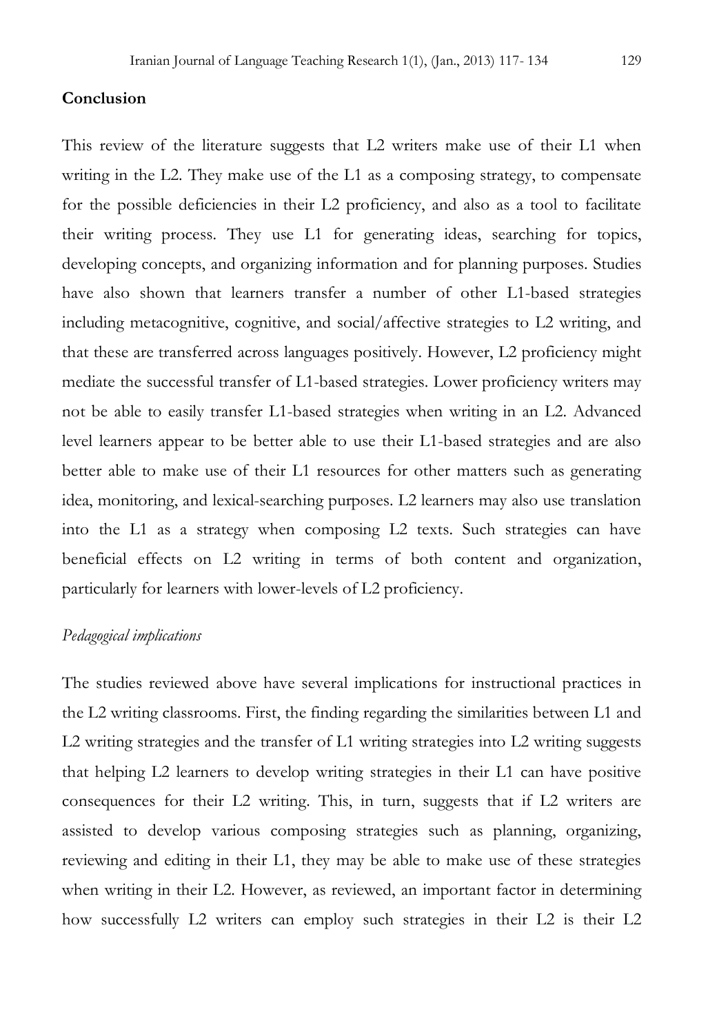## Conclusion

This review of the literature suggests that L2 writers make use of their L1 when writing in the L2. They make use of the L1 as a composing strategy, to compensate for the possible deficiencies in their L2 proficiency, and also as a tool to facilitate their writing process. They use L1 for generating ideas, searching for topics, developing concepts, and organizing information and for planning purposes. Studies have also shown that learners transfer a number of other L1-based strategies including metacognitive, cognitive, and social/affective strategies to L2 writing, and that these are transferred across languages positively. However, L2 proficiency might mediate the successful transfer of L1-based strategies. Lower proficiency writers may not be able to easily transfer L1-based strategies when writing in an L2. Advanced level learners appear to be better able to use their L1-based strategies and are also better able to make use of their L1 resources for other matters such as generating idea, monitoring, and lexical-searching purposes. L2 learners may also use translation into the L1 as a strategy when composing L2 texts. Such strategies can have beneficial effects on L2 writing in terms of both content and organization, particularly for learners with lower-levels of L2 proficiency.

### *Pedagogical implications*

The studies reviewed above have several implications for instructional practices in the L2 writing classrooms. First, the finding regarding the similarities between L1 and L2 writing strategies and the transfer of L1 writing strategies into L2 writing suggests that helping L2 learners to develop writing strategies in their L1 can have positive consequences for their L2 writing. This, in turn, suggests that if L2 writers are assisted to develop various composing strategies such as planning, organizing, reviewing and editing in their L1, they may be able to make use of these strategies when writing in their L2. However, as reviewed, an important factor in determining how successfully L2 writers can employ such strategies in their L2 is their L2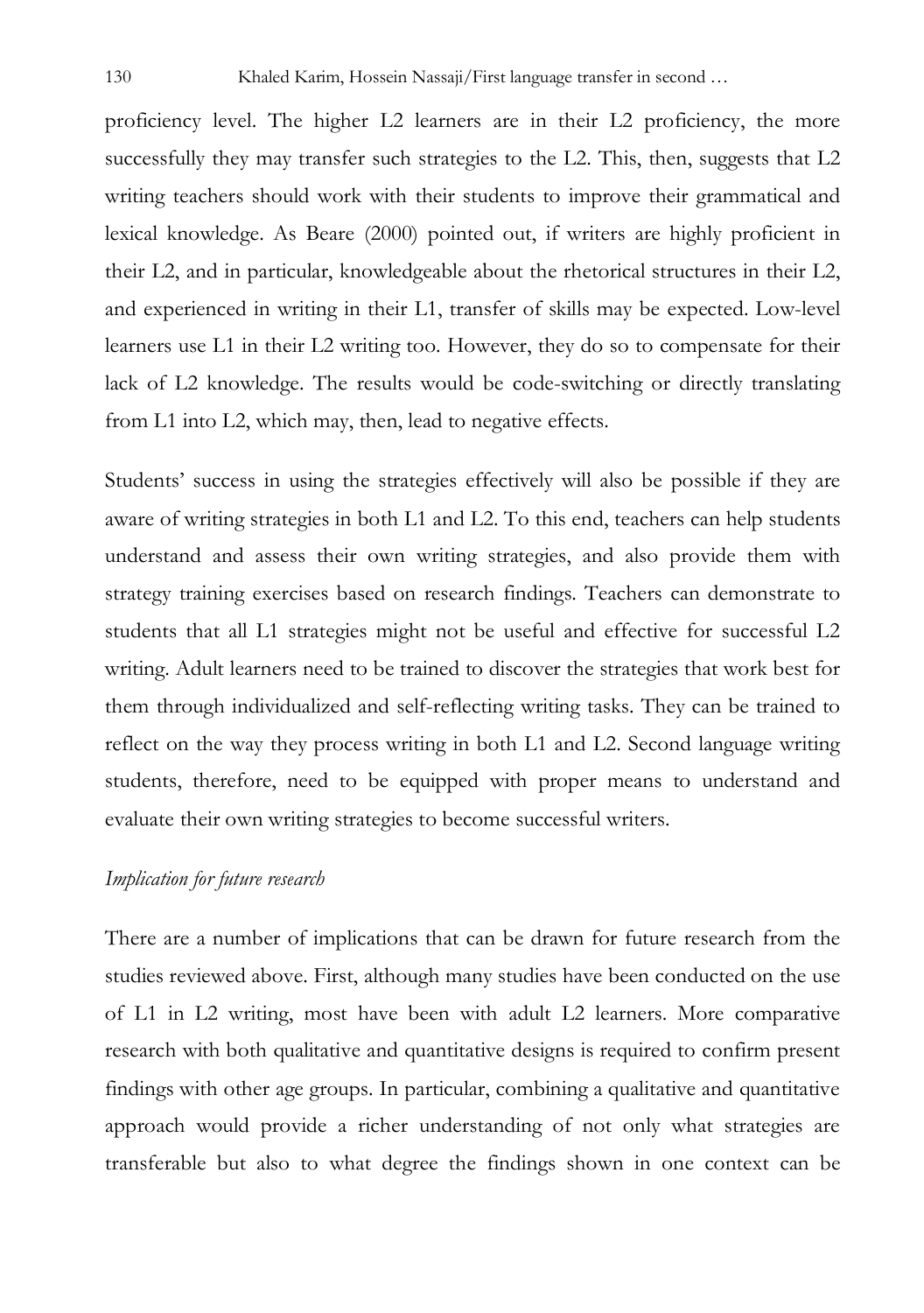proficiency level. The higher L2 learners are in their L2 proficiency, the more successfully they may transfer such strategies to the L2. This, then, suggests that L2 writing teachers should work with their students to improve their grammatical and lexical knowledge. As Beare (2000) pointed out, if writers are highly proficient in their L2, and in particular, knowledgeable about the rhetorical structures in their L2, and experienced in writing in their L1, transfer of skills may be expected. Low-level learners use L1 in their L2 writing too. However, they do so to compensate for their lack of L2 knowledge. The results would be code-switching or directly translating from L1 into L2, which may, then, lead to negative effects.

Students' success in using the strategies effectively will also be possible if they are aware of writing strategies in both L1 and L2. To this end, teachers can help students understand and assess their own writing strategies, and also provide them with strategy training exercises based on research findings. Teachers can demonstrate to students that all L1 strategies might not be useful and effective for successful L2 writing. Adult learners need to be trained to discover the strategies that work best for them through individualized and self-reflecting writing tasks. They can be trained to reflect on the way they process writing in both L1 and L2. Second language writing students, therefore, need to be equipped with proper means to understand and evaluate their own writing strategies to become successful writers.

*Implication for future research*

There are a number of implications that can be drawn for future research from the studies reviewed above. First, although many studies have been conducted on the use of L1 in L2 writing, most have been with adult L2 learners. More comparative research with both qualitative and quantitative designs is required to confirm present findings with other age groups. In particular, combining a qualitative and quantitative approach would provide a richer understanding of not only what strategies are transferable but also to what degree the findings shown in one context can be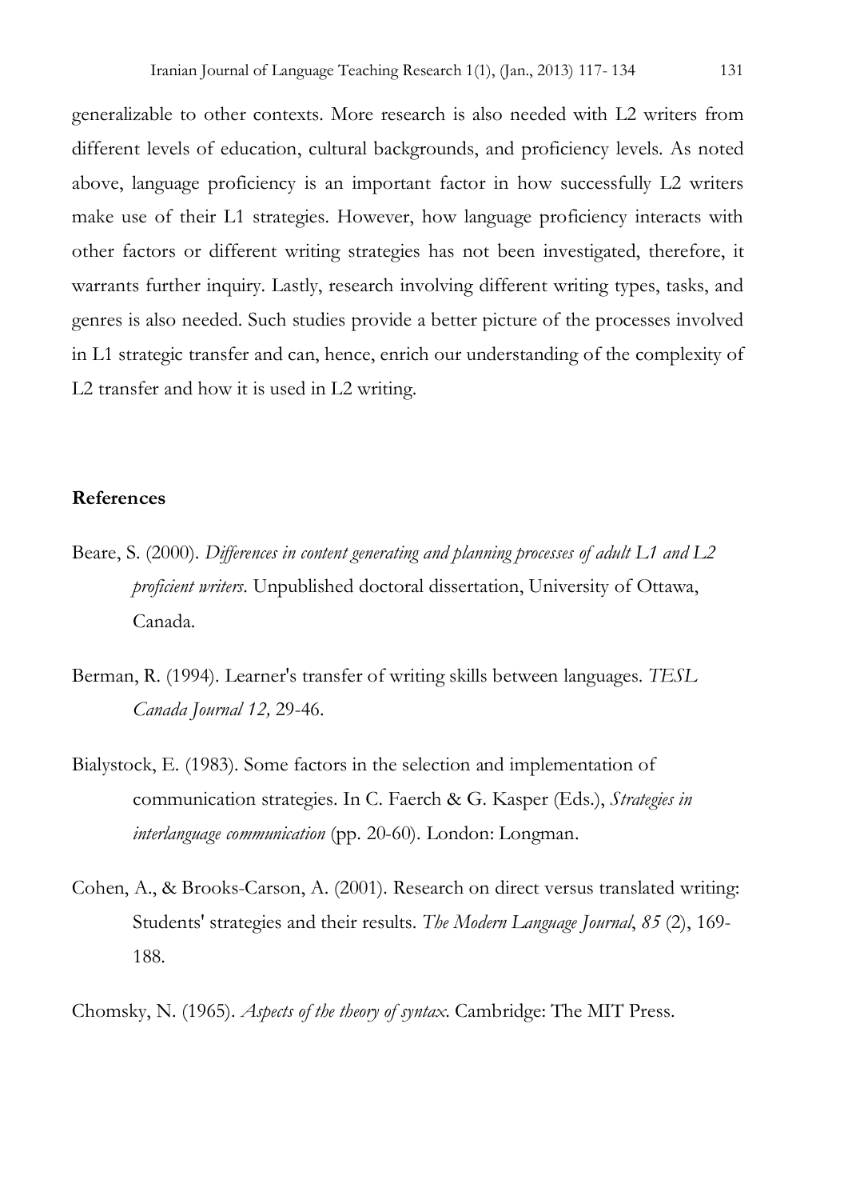generalizable to other contexts. More research is also needed with L2 writers from different levels of education, cultural backgrounds, and proficiency levels. As noted above, language proficiency is an important factor in how successfully L2 writers make use of their L1 strategies. However, how language proficiency interacts with other factors or different writing strategies has not been investigated, therefore, it warrants further inquiry. Lastly, research involving different writing types, tasks, and genres is also needed. Such studies provide a better picture of the processes involved in L1 strategic transfer and can, hence, enrich our understanding of the complexity of L2 transfer and how it is used in L2 writing.

## References

Beare, S. (2000). *Differences in content generating and planning processes of adult L1 and L2 proficient writers*. Unpublished doctoral dissertation, University of Ottawa, Canada.

Berman, R. (1994). Learner's transfer of writing skills between languages. *TESL Canada Journal 12,* 29-46.

Bialystock, E. (1983). Some factors in the selection and implementation of communication strategies. In C. Faerch & G. Kasper (Eds.), *Strategies in interlanguage communication* (pp. 20-60). London: Longman.

Cohen, A., & Brooks-Carson, A. (2001). Research on direct versus translated writing: Students' strategies and their results. *The Modern Language Journal*, *85* (2), 169-188.

Chomsky, N. (1965). *Aspects of the theory of syntax*. Cambridge: The MIT Press.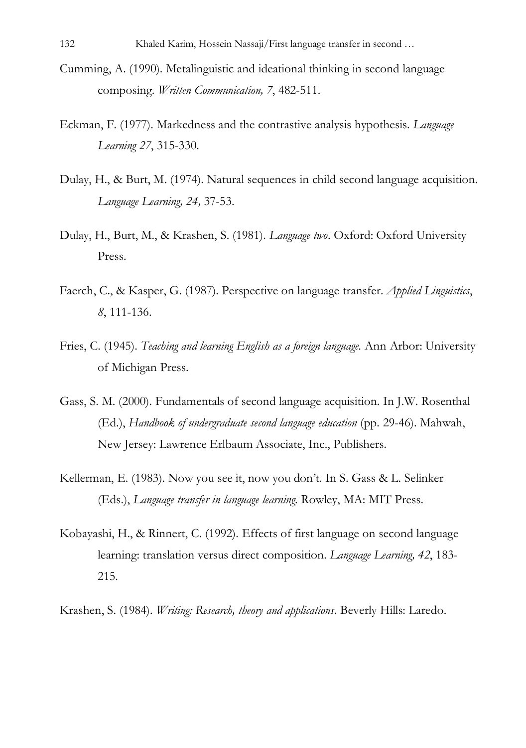Cumming, A. (1990). Metalinguistic and ideational thinking in second language composing. *Written Communication, 7*, 482-511.

Eckman, F. (1977). Markedness and the contrastive analysis hypothesis. *Language Learning 27*, 315-330.

Dulay, H., & Burt, M. (1974). Natural sequences in child second language acquisition. *Language Learning, 24,* 37-53.

Dulay, H., Burt, M., & Krashen, S. (1981). *Language two*. Oxford: Oxford University Press.

Faerch, C., & Kasper, G. (1987). Perspective on language transfer. *Applied Linguistics*, *8*, 111-136.

Fries, C. (1945). *Teaching and learning English as a foreign language.* Ann Arbor: University of Michigan Press.

Gass, S. M. (2000). Fundamentals of second language acquisition. In J.W. Rosenthal (Ed.), *Handbook of undergraduate second language education* (pp. 29-46). Mahwah, New Jersey: Lawrence Erlbaum Associate, Inc., Publishers.

Kellerman, E. (1983). Now you see it, now you don't. In S. Gass & L. Selinker (Eds.), *Language transfer in language learning.* Rowley, MA: MIT Press.

Kobayashi, H., & Rinnert, C. (1992). Effects of first language on second language learning: translation versus direct composition. *Language Learning, 42*, 183-215.

Krashen, S. (1984). *Writing: Research, theory and applications*. Beverly Hills: Laredo.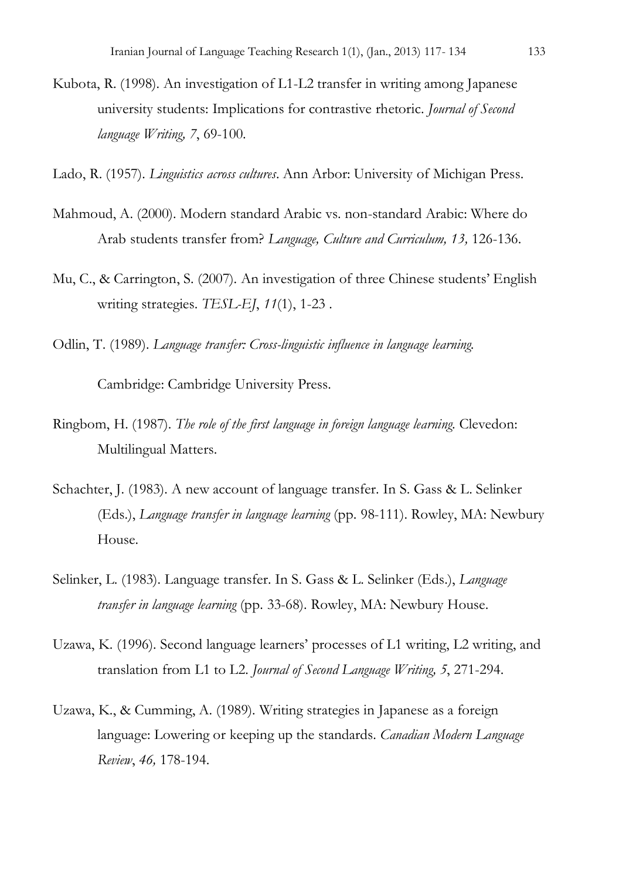Kubota, R. (1998). An investigation of L1-L2 transfer in writing among Japanese university students: Implications for contrastive rhetoric. *Journal of Second language Writing, 7*, 69-100.

Lado, R. (1957). *Linguistics across cultures*. Ann Arbor: University of Michigan Press.

Mahmoud, A. (2000). Modern standard Arabic vs. non-standard Arabic: Where do Arab students transfer from? *Language, Culture and Curriculum, 13,* 126-136.

Mu, C., & Carrington, S. (2007). An investigation of three Chinese students' English writing strategies. *TESL-EJ*, *11*(1), 1-23 .

Odlin, T. (1989). *Language transfer: Cross-linguistic influence in language learning.* Cambridge: Cambridge University Press.

Ringbom, H. (1987). *The role of the first language in foreign language learning.* Clevedon: Multilingual Matters.

Schachter, J. (1983). A new account of language transfer. In S. Gass & L. Selinker (Eds.), *Language transfer in language learning* (pp. 98-111). Rowley, MA: Newbury House.

Selinker, L. (1983). Language transfer. In S. Gass & L. Selinker (Eds.), *Language transfer in language learning* (pp. 33-68). Rowley, MA: Newbury House.

Uzawa, K. (1996). Second language learners' processes of L1 writing, L2 writing, and translation from L1 to L2. *Journal of Second Language Writing, 5*, 271-294.

Uzawa, K., & Cumming, A. (1989). Writing strategies in Japanese as a foreign language: Lowering or keeping up the standards. *Canadian Modern Language Review*, *46,* 178-194.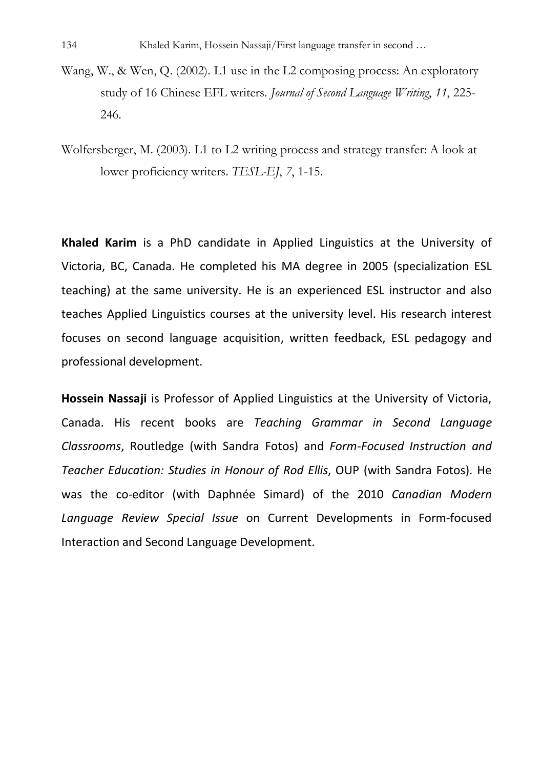Wang, W., & Wen, Q. (2002). L1 use in the L2 composing process: An exploratory study of 16 Chinese EFL writers. *Journal of Second Language Writing*, *11*, 225-246.

Wolfersberger, M. (2003). L1 to L2 writing process and strategy transfer: A look at lower proficiency writers. *TESL-EJ*, *7*, 1-15.

**Khaled Karim** is a PhD candidate in Applied Linguistics at the University of Victoria, BC, Canada. He completed his MA degree in 2005 (specialization ESL teaching) at the same university. He is an experienced ESL instructor and also teaches Applied Linguistics courses at the university level. His research interest focuses on second language acquisition, written feedback, ESL pedagogy and professional development.

**Hossein Nassaji** is Professor of Applied Linguistics at the University of Victoria, Canada. His recent books are *Teaching Grammar in Second Language Classrooms*, Routledge (with Sandra Fotos) and *Form-Focused Instruction and Teacher Education: Studies in Honour of Rod Ellis*, OUP (with Sandra Fotos). He was the co-editor (with Daphnée Simard) of the 2010 *Canadian Modern Language Review Special Issue* on Current Developments in Form-focused Interaction and Second Language Development.